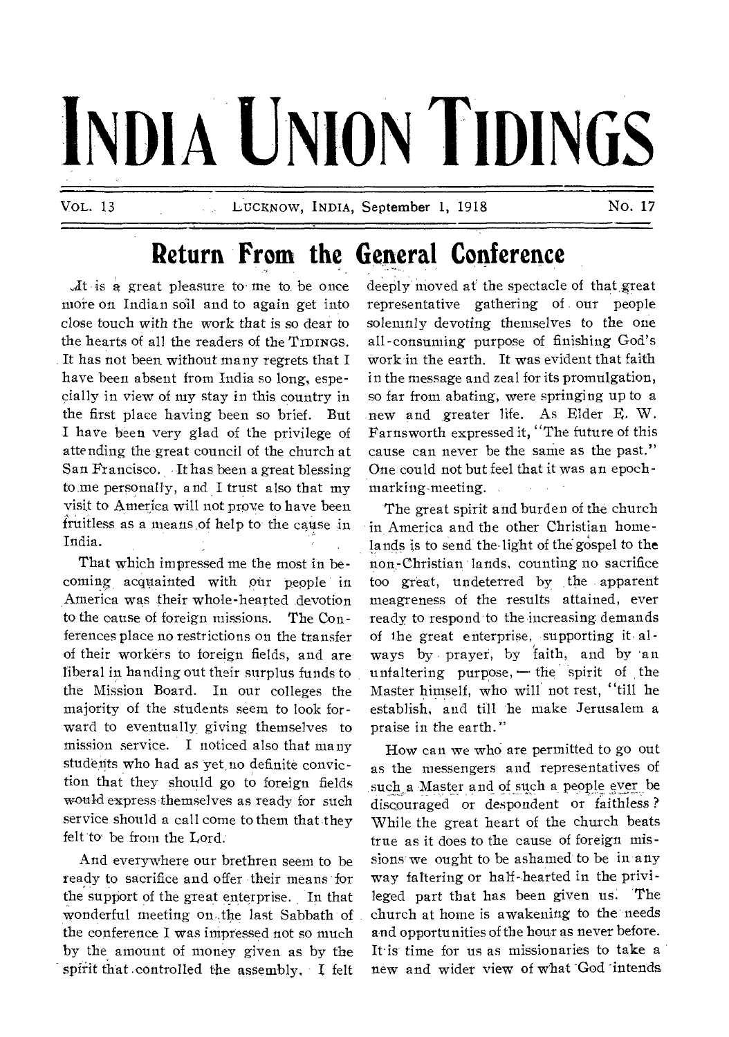# INDIA UNION TIDINGS

VOL. 13 LUCKNOW, INDIA, September 1, 1918 No. 17

## Return From the General Conference

It is a great pleasure to me to be once more on Indian soil and to again get into close touch with the work that is so dear to the hearts of all the readers of the TIDINGS. It has not been without many regrets that I have been absent from India so long, especially in view of my stay in this country in the first place having been so brief. But I have been very glad of the privilege of attending the great council of the church at San Francisco. It has been a great blessing to me personally, and I trust also that my visit to America will not prove to have been fruitless as a means of help to the cause in India.

That which impressed me the most in becoming acquainted with our people in America was their whole-hearted devotion to the cause of foreign missions. The Conferences place no restrictions on the transfer of their workers to foreign fields, and are liberal in handing out their surplus funds to the Mission Board. In our colleges the majority of the students seem to look forward to eventually giving themselves to mission service. I noticed also that many students who had as yet no definite conviction that they should go to foreign fields would express themselves as ready for such service should a call come to them that they felt to be from the Lord.

And everywhere our brethren seem to be ready to sacrifice and offer their means for the support of the great enterprise. In that wonderful meeting on the last Sabbath of the conference I was impressed not so much by the amount of money given as by the spirit that controlled the assembly. I felt deeply moved at the spectacle of that great representative gathering of our people solemnly devoting themselves to the one all-consuming purpose of finishing God's work in the earth. It was evident that faith in the message and zeal for its promulgation, so far from abating, were springing up to a new and greater life. As Elder E. W. Farnsworth expressed it, "The future of this cause can never be the same as the past." One could not but feel that it was an epoch-marking-meeting.

The great spirit and burden of the church in America and the other Christian homelands is to send the light of the gospel to the non-Christian lands, counting no sacrifice too great, undeterred by the apparent meagreness of the results attained, ever ready to respond to the increasing demands of the great enterprise, supporting it always by prayer, by faith, and by an unfaltering purpose, — the spirit of the Master himself, who will not rest, "till he establish, and till he make Jerusalem a praise in the earth."

How can we who are permitted to go out as the messengers and representatives of such a Master and of such a people ever be discouraged or despondent or faithless? While the great heart of the church beats true as it does to the cause of foreign missions we ought to be ashamed to be in any way faltering or half-hearted in the privileged part that has been given us. The church at home is awakening to the needs and opportunities of the hour as never before. It is time for us as missionaries to take a new and wider view of what God intends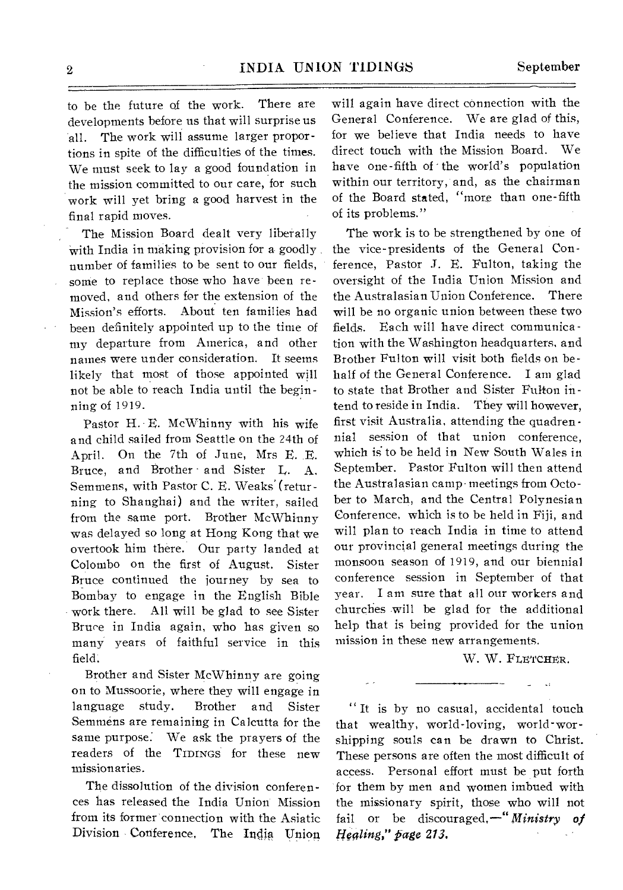to be the future of the work. There are developments before us that will surprise us all. The work will assume larger proportions in spite of the difficulties of the times. We must seek to lay a good foundation in the mission committed to our care, for such work will yet bring a good harvest in the final rapid moves.

The Mission Board dealt very liberally with India in making provision for a goodly number of families to be sent to our fields, some to replace those who have been removed, and others for the extension of the Mission's efforts. About ten families had been definitely appointed up to the time of my departure from America, and other names were under consideration. It seems likely that most of those appointed will not be able to reach India until the beginning of 1919.

Pastor H. E. McWhinny with his wife and child sailed from Seattle on the 24th of April. On the 7th of June, Mrs E. E. Bruce, and Brother and Sister L. A. Semmens, with Pastor C. E. Weaks (returning to Shanghai) and the writer, sailed from the same port. Brother McWhinny was delayed so long at Hong Kong that we overtook him there. Our party landed at Colombo on the first of August. Sister Bruce continued the journey by sea to Bombay to engage in the English Bible work there. All will be glad to see Sister Bruce in India again, who has given so many years of faithful service in this field.

Brother and Sister McWhinny are going on to Mussoorie, where they will engage in language study. Brother and Sister Semmens are remaining in Calcutta for the same purpose. We ask the prayers of the readers of the TIDINGS for these new missionaries.

The dissolution of the division conferences has released the India Union Mission from its former connection with the Asiatic Division Conference. The India Union will again have direct connection with the General Conference. We are glad of this, for we believe that India needs to have direct touch with the Mission Board. We have one-fifth of the world's population within our territory, and, as the chairman of the Board stated, "more than one-fifth of its problems."

The work is to be strengthened by one of the vice-presidents of the General Conference, Pastor J. E. Fulton, taking the oversight of the India Union Mission and the Australasian Union Conference. There will be no organic union between these two fields. Each will have direct communication with the Washington headquarters, and Brother Fulton will visit both fields on behalf of the General Conference. I am glad to state that Brother and Sister Fulton intend to reside in India. They will however, first visit Australia, attending the quadrennial session of that union conference, which is to be held in New South Wales in September. Pastor Fulton will then attend the Australasian camp-meetings from October to March, and the Central Polynesian Conference, which is to be held in Fiji, and will plan to reach India in time to attend our provincial general meetings during the monsoon season of 1919, and our biennial conference session in September of that year. I am sure that all our workers and churches will be glad for the additional help that is being provided for the union mission in these new arrangements.

W. W. FLETCHER.

---

"It is by no casual, accidental touch that wealthy, world-loving, world-worshipping souls can be drawn to Christ. These persons are often the most difficult of access. Personal effort must be put forth for them by men and women imbued with the missionary spirit, those who will not fail or be discouraged.—"*Ministry of Healing," page 213.*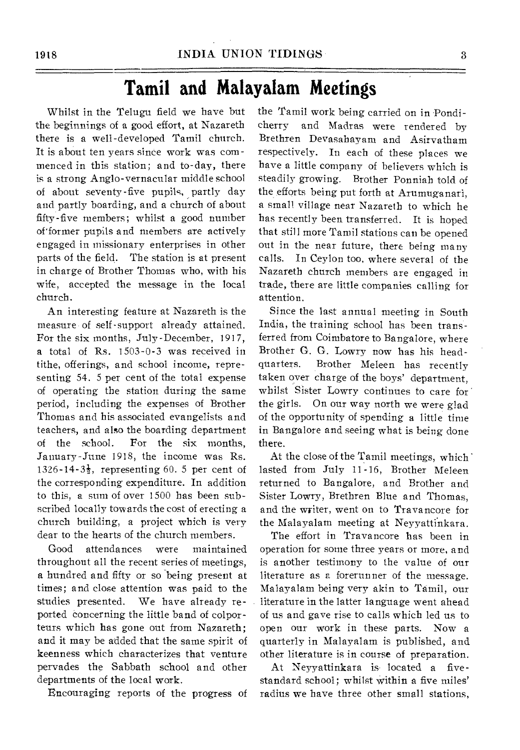# Tamil and Malayalam Meetings

Whilst in the Telugu field we have but the beginnings of a good effort, at Nazareth there is a well-developed Tamil church. It is about ten years since work was commenced in this station; and to-day, there is a strong Anglo-vernacular middle school of about seventy-five pupils, partly day and partly boarding, and a church of about fifty-five members; whilst a good number of former pupils and members are actively engaged in missionary enterprises in other parts of the field. The station is at present in charge of Brother Thomas who, with his wife, accepted the message in the local church.

An interesting feature at Nazareth is the measure of self-support already attained. For the six months, July-December, 1917, a total of Rs. 1503-0-3 was received in tithe, offerings, and school income, representing 54. 5 per cent of the total expense of operating the station during the same period, including the expenses of Brother Thomas and his associated evangelists and teachers, and also the boarding department of the school. For the six months, January-June 1918, the income was Rs. 1326-14-3½, representing 60. 5 per cent of the corresponding expenditure. In addition to this, a sum of over 1500 has been subscribed locally towards the cost of erecting a church building, a project which is very dear to the hearts of the church members.

Good attendances were maintained throughout all the recent series of meetings, a hundred and fifty or so being present at times; and close attention was paid to the studies presented. We have already reported concerning the little band of colporteurs which has gone out from Nazareth; and it may be added that the same spirit of keenness which characterizes that venture pervades the Sabbath school and other departments of the local work.

Encouraging reports of the progress of the Tamil work being carried on in Pondicherry and Madras were rendered by Brethren Devasahayam and Asirvatham respectively. In each of these places we have a little company of believers which is steadily growing. Brother Ponniah told of the efforts being put forth at Arumuganari, a small village near Nazareth to which he has recently been transferred. It is hoped that still more Tamil stations can be opened out in the near future, there being many calls. In Ceylon too, where several of the Nazareth church members are engaged in trade, there are little companies calling for attention.

Since the last annual meeting in South India, the training school has been transferred from Coimbatore to Bangalore, where Brother G. G. Lowry now has his headquarters. Brother Meleen has recently taken over charge of the boys' department, whilst Sister Lowry continues to care for the girls. On our way north we were glad of the opportunity of spending a little time in Bangalore and seeing what is being done there.

At the close of the Tamil meetings, which lasted from July 11-16, Brother Meleen returned to Bangalore, and Brother and Sister Lowry, Brethren Blue and Thomas, and the writer, went on to Travancore for the Malayalam meeting at Neyyattinkara.

The effort in Travancore has been in operation for some three years or more, and is another testimony to the value of our literature as a forerunner of the message. Malayalam being very akin to Tamil, our literature in the latter language went ahead of us and gave rise to calls which led us to open our work in these parts. Now a quarterly in Malayalam is published, and other literature is in course of preparation.

At Neyyattinkara is located a five-standard school; whilst within a five miles' radius we have three other small stations,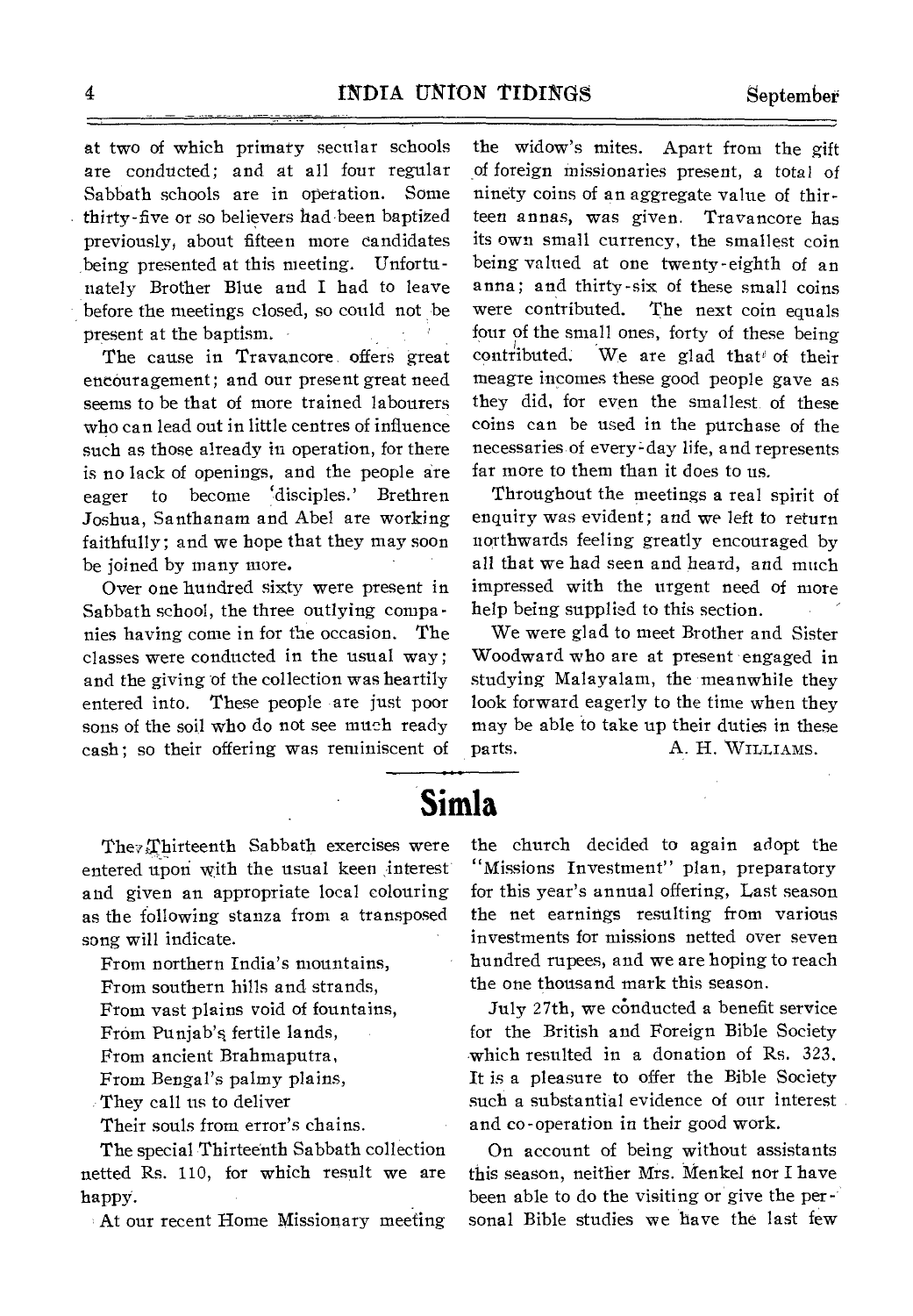at two of which primary secular schools are conducted; and at all four regular Sabbath schools are in operation. Some thirty-five or so believers had been baptized previously, about fifteen more candidates being presented at this meeting. Unfortunately Brother Blue and I had to leave before the meetings closed, so could not be present at the baptism.

The cause in Travancore offers great encouragement; and our present great need seems to be that of more trained labourers who can lead out in little centres of influence such as those already in operation, for there is no lack of openings, and the people are eager to become 'disciples.' Brethren Joshua, Santhanam and Abel are working faithfully; and we hope that they may soon be joined by many more.

Over one hundred sixty were present in Sabbath school, the three outlying companies having come in for the occasion. The classes were conducted in the usual way; and the giving of the collection was heartily entered into. These people are just poor sons of the soil who do not see much ready cash; so their offering was reminiscent of the widow's mites. Apart from the gift of foreign missionaries present, a total of ninety coins of an aggregate value of thirteen annas, was given. Travancore has its own small currency, the smallest coin being valued at one twenty-eighth of an anna; and thirty-six of these small coins were contributed. The next coin equals four of the small ones, forty of these being contributed. We are glad that of their meagre incomes these good people gave as they did, for even the smallest of these coins can be used in the purchase of the necessaries of every-day life, and represents far more to them than it does to us.

Throughout the meetings a real spirit of enquiry was evident; and we left to return northwards feeling greatly encouraged by all that we had seen and heard, and much impressed with the urgent need of more help being supplied to this section.

We were glad to meet Brother and Sister Woodward who are at present engaged in studying Malayalam, the meanwhile they look forward eagerly to the time when they may be able to take up their duties in these parts.

A. H. WILLIAMS.

# Simla

The Thirteenth Sabbath exercises were entered upon with the usual keen interest and given an appropriate local colouring as the following stanza from a transposed song will indicate.

From northern India's mountains,  
From southern hills and strands,  
From vast plains void of fountains,  
From Punjab's fertile lands,  
From ancient Brahmaputra,  
From Bengal's palmy plains,  
They call us to deliver  
Their souls from error's chains.

The special Thirteenth Sabbath collection netted Rs. 110, for which result we are happy.

At our recent Home Missionary meeting the church decided to again adopt the "Missions Investment" plan, preparatory for this year's annual offering, Last season the net earnings resulting from various investments for missions netted over seven hundred rupees, and we are hoping to reach the one thousand mark this season.

July 27th, we conducted a benefit service for the British and Foreign Bible Society which resulted in a donation of Rs. 323. It is a pleasure to offer the Bible Society such a substantial evidence of our interest and co-operation in their good work.

On account of being without assistants this season, neither Mrs. Menkel nor I have been able to do the visiting or give the personal Bible studies we have the last few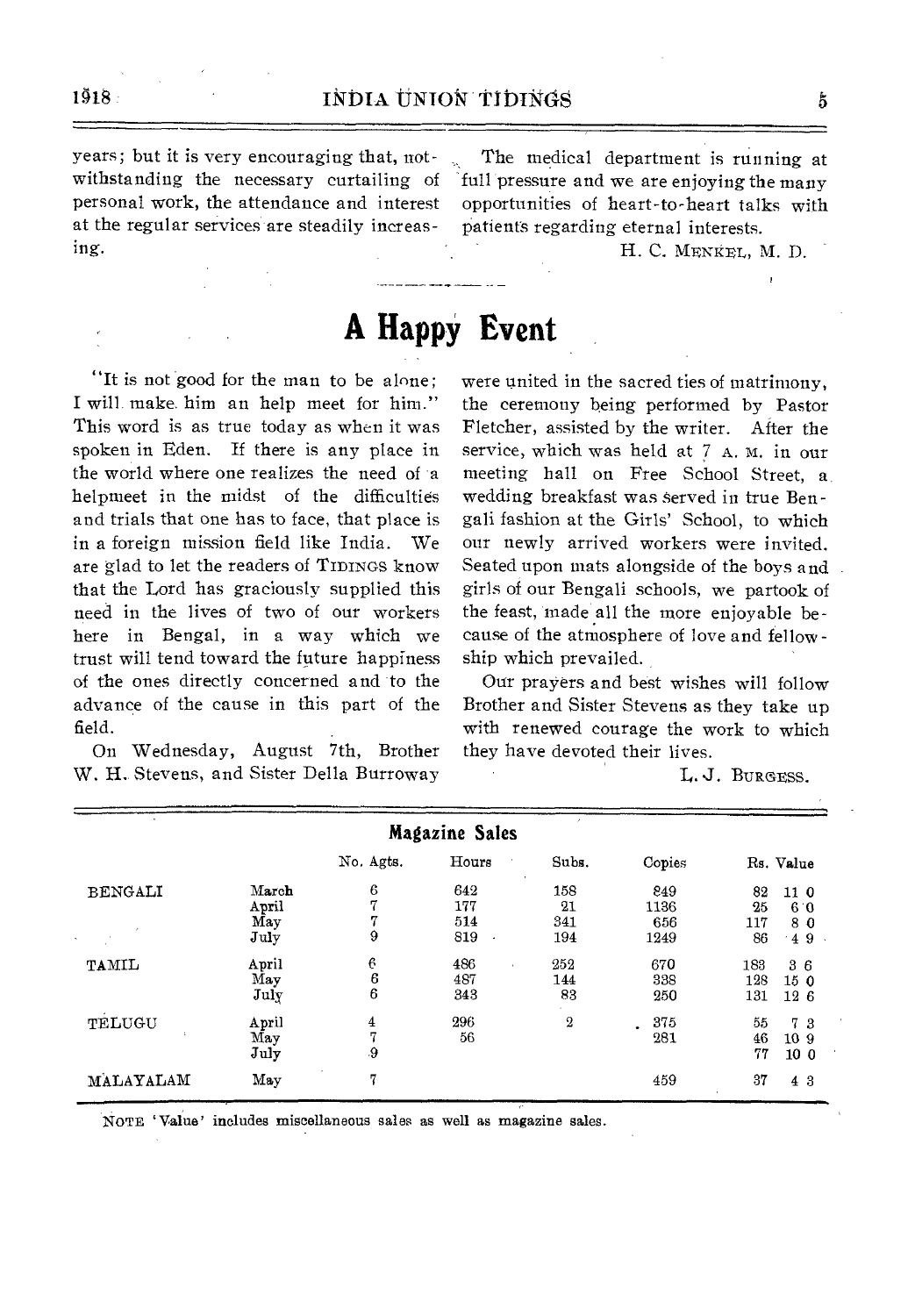years; but it is very encouraging that, notwithstanding the necessary curtailing of personal work, the attendance and interest at the regular services are steadily increasing.

The medical department is running at full pressure and we are enjoying the many opportunities of heart-to-heart talks with patients regarding eternal interests.

H. C. MENKEL, M. D.

# A Happy Event

"It is not good for the man to be alone; I will make him an help meet for him." This word is as true today as when it was spoken in Eden. If there is any place in the world where one realizes the need of a helpmeet in the midst of the difficulties and trials that one has to face, that place is in a foreign mission field like India. We are glad to let the readers of TIDINGS know that the Lord has graciously supplied this need in the lives of two of our workers here in Bengal, in a way which we trust will tend toward the future happiness of the ones directly concerned and to the advance of the cause in this part of the field.

On Wednesday, August 7th, Brother W. H. Stevens, and Sister Della Burroway were united in the sacred ties of matrimony, the ceremony being performed by Pastor Fletcher, assisted by the writer. After the service, which was held at 7 A. M. in our meeting hall on Free School Street, a wedding breakfast was served in true Bengali fashion at the Girls' School, to which our newly arrived workers were invited. Seated upon mats alongside of the boys and girls of our Bengali schools, we partook of the feast, made all the more enjoyable because of the atmosphere of love and fellowship which prevailed.

Our prayers and best wishes will follow Brother and Sister Stevens as they take up with renewed courage the work to which they have devoted their lives.

L. J. BURGESS.

## Magazine Sales

| | | No. Agts. | Hours | Subs. | Copies | Rs. Value |
|---|---|---|---|---|---|---|
| BENGALI | March | 6 | 642 | 158 | 849 | 82 11 0 |
| | April | 7 | 177 | 21 | 1136 | 25 6 0 |
| | May | 7 | 514 | 341 | 656 | 117 8 0 |
| | July | 9 | 819 | 194 | 1249 | 86 4 9 |
| TAMIL | April | 6 | 486 | 252 | 670 | 183 3 6 |
| | May | 6 | 487 | 144 | 338 | 128 15 0 |
| | July | 6 | 343 | 83 | 250 | 131 12 6 |
| TELUGU | April | 4 | 296 | 2 | 375 | 55 7 3 |
| | May | 7 | 56 | | 281 | 46 10 9 |
| | July | 9 | | | | 77 10 0 |
| MALAYALAM | May | 7 | | | 459 | 37 4 3 |

NOTE 'Value' includes miscellaneous sales as well as magazine sales.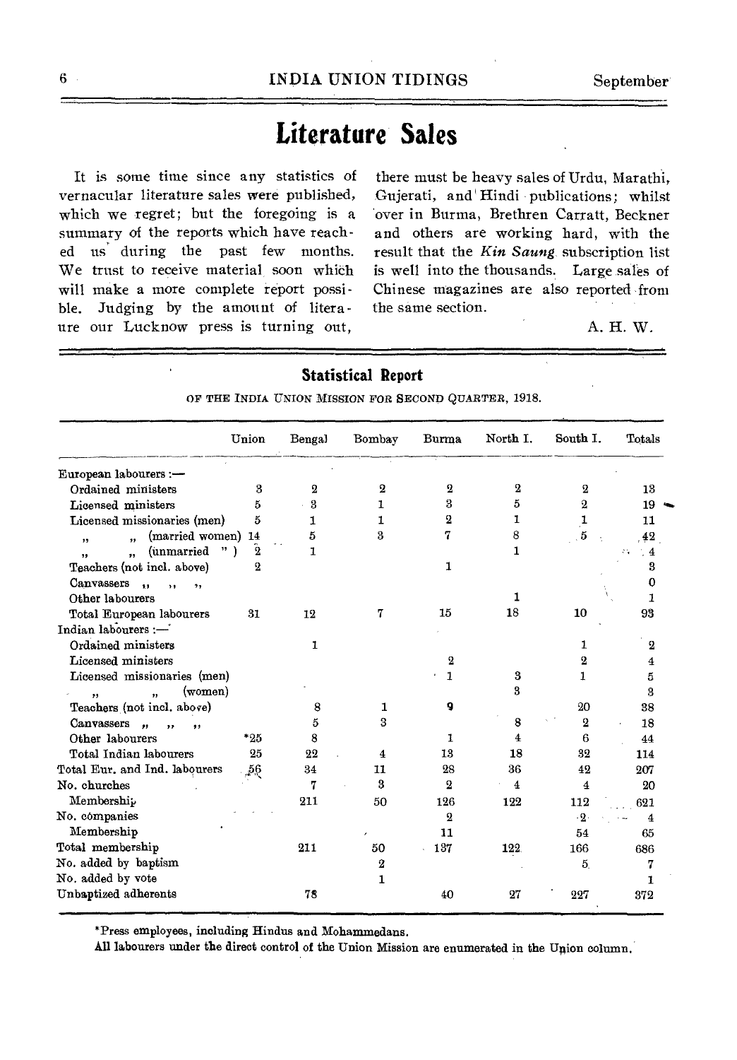# Literature Sales

It is some time since any statistics of vernacular literature sales were published, which we regret; but the foregoing is a summary of the reports which have reached us during the past few months. We trust to receive material soon which will make a more complete report possible. Judging by the amount of literature our Lucknow press is turning out, there must be heavy sales of Urdu, Marathi, Gujerati, and Hindi publications; whilst over in Burma, Brethren Carratt, Beckner and others are working hard, with the result that the *Kin Saung* subscription list is well into the thousands. Large sales of Chinese magazines are also reported from the same section.

A. H. W.

## Statistical Report

OF THE INDIA UNION MISSION FOR SECOND QUARTER, 1918.

| | Union | Bengal | Bombay | Burma | North I. | South I. | Totals |
|---|---|---|---|---|---|---|---|
| European labourers :— | | | | | | | |
| Ordained ministers | 3 | 2 | 2 | 2 | 2 | 2 | 13 |
| Licensed ministers | 5 | 3 | 1 | 3 | 5 | 2 | 19 |
| Licensed missionaries (men) | 5 | 1 | 1 | 2 | 1 | 1 | 11 |
| ,, ,, (married women) | 14 | 5 | 3 | 7 | 8 | 5 | 42 |
| ,, ,, (unmarried ,, ) | 2 | 1 | | | 1 | | 4 |
| Teachers (not incl. above) | 2 | | | 1 | | | 3 |
| Canvassers ,, ,, ,, | | | | | | | 0 |
| Other labourers | | | | | 1 | | 1 |
| Total European labourers | 31 | 12 | 7 | 15 | 18 | 10 | 93 |
| Indian labourers :— | | | | | | | |
| Ordained ministers | | 1 | | | | 1 | 2 |
| Licensed ministers | | | | 2 | | 2 | 4 |
| Licensed missionaries (men) | | | | 1 | 3 | 1 | 5 |
| ,, ,, (women) | | | | | 3 | | 3 |
| Teachers (not incl. above) | | 8 | 1 | 9 | | 20 | 38 |
| Canvassers ,, ,, ,, | | 5 | 3 | | 8 | 2 | 18 |
| Other labourers | *25 | 8 | | 1 | 4 | 6 | 44 |
| Total Indian labourers | 25 | 22 | 4 | 13 | 18 | 32 | 114 |
| Total Eur. and Ind. labourers | 56 | 34 | 11 | 28 | 36 | 42 | 207 |
| No. churches | | 7 | 3 | 2 | 4 | 4 | 20 |
| Membership | | 211 | 50 | 126 | 122 | 112 | 621 |
| No. companies | | | | 2 | | 2 | 4 |
| Membership | | | | 11 | | 54 | 65 |
| Total membership | | 211 | 50 | 137 | 122 | 166 | 686 |
| No. added by baptism | | | 2 | | | 5 | 7 |
| No. added by vote | | | 1 | | | | 1 |
| Unbaptized adherents | | 78 | | 40 | 27 | 227 | 372 |

*Press employees, including Hindus and Mohammedans.

All labourers under the direct control of the Union Mission are enumerated in the Union column.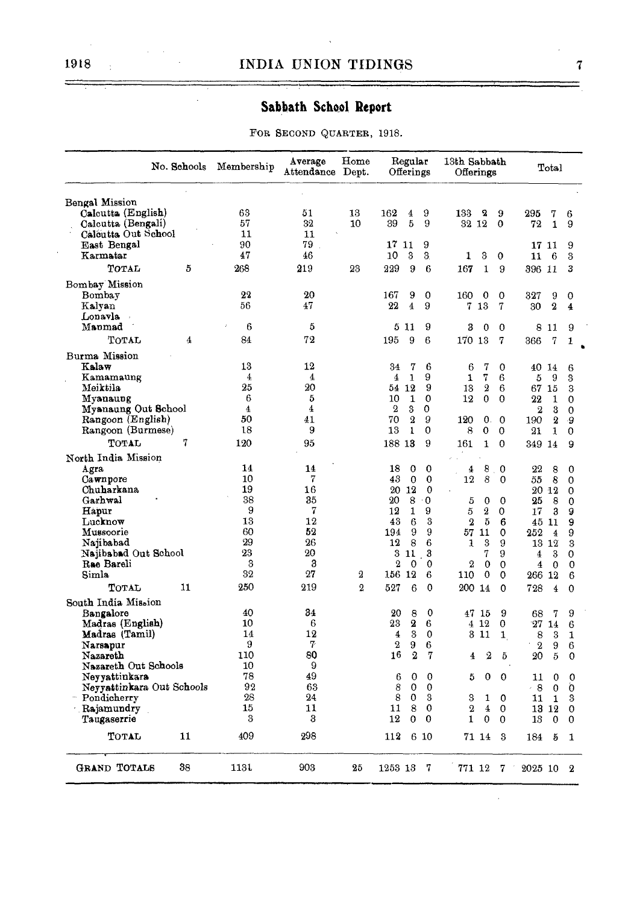## Sabbath School Report

FOR SECOND QUARTER, 1918.

| | No. Schools | Membership | Average Attendance | Home Dept. | Regular Offerings | 13th Sabbath Offerings | Total |
|---|---|---|---|---|---|---|---|
| **Bengal Mission** | | | | | | | |
| Calcutta (English) | | 63 | 51 | 13 | 162 4 9 | 133 2 9 | 295 7 6 |
| Calcutta (Bengali) | | 57 | 32 | 10 | 39 5 9 | 32 12 0 | 72 1 9 |
| Calcutta Out School | | 11 | 11 | | | | |
| East Bengal | | 90 | 79 | | 17 11 9 | | 17 11 9 |
| Karmatar | | 47 | 46 | | 10 3 3 | 1 3 0 | 11 6 3 |
| TOTAL | 5 | 268 | 219 | 23 | 229 9 6 | 167 1 9 | 396 11 3 |
| **Bombay Mission** | | | | | | | |
| Bombay | | 22 | 20 | | 167 9 0 | 160 0 0 | 327 9 0 |
| Kalyan | | 56 | 47 | | 22 4 9 | 7 13 7 | 30 2 4 |
| Lonavla | | | | | | | |
| Manmad | | 6 | 5 | | 5 11 9 | 3 0 0 | 8 11 9 |
| TOTAL | 4 | 84 | 72 | | 195 9 6 | 170 13 7 | 366 7 1 |
| **Burma Mission** | | | | | | | |
| Kalaw | | 13 | 12 | | 34 7 6 | 6 7 0 | 40 14 6 |
| Kamamaung | | 4 | 4 | | 4 1 9 | 1 7 6 | 5 9 3 |
| Meiktila | | 25 | 20 | | 54 12 9 | 13 2 6 | 67 15 3 |
| Myanaung | | 6 | 5 | | 10 1 0 | 12 0 0 | 22 1 0 |
| Myanaung Out School | | 4 | 4 | | 2 3 0 | | 2 3 0 |
| Rangoon (English) | | 50 | 41 | | 70 2 9 | 120 0 0 | 190 2 9 |
| Rangoon (Burmese) | | 18 | 9 | | 13 1 0 | 8 0 0 | 21 1 0 |
| TOTAL | 7 | 120 | 95 | | 188 13 9 | 161 1 0 | 349 14 9 |
| **North India Mission** | | | | | | | |
| Agra | | 14 | 14 | | 18 0 0 | 4 8 0 | 22 8 0 |
| Cawnpore | | 10 | 7 | | 43 0 0 | 12 8 0 | 55 8 0 |
| Chuharkana | | 19 | 16 | | 20 12 0 | | 20 12 0 |
| Garhwal | | 38 | 35 | | 20 8 0 | 5 0 0 | 25 8 0 |
| Hapur | | 9 | 7 | | 12 1 9 | 5 2 0 | 17 3 9 |
| Lucknow | | 13 | 12 | | 43 6 3 | 2 5 6 | 45 11 9 |
| Mussoorie | | 60 | 52 | | 194 9 9 | 57 11 0 | 252 4 9 |
| Najibabad | | 29 | 26 | | 12 8 6 | 1 3 9 | 13 12 3 |
| Najibabad Out School | | 23 | 20 | | 3 11 3 | 7 9 | 4 3 0 |
| Rae Bareli | | 3 | 3 | | 2 0 0 | 2 0 0 | 4 0 0 |
| Simla | | 32 | 27 | 2 | 156 12 6 | 110 0 0 | 266 12 6 |
| TOTAL | 11 | 250 | 219 | 2 | 527 6 0 | 200 14 0 | 728 4 0 |
| **South India Mission** | | | | | | | |
| Bangalore | | 40 | 34 | | 20 8 0 | 47 15 9 | 68 7 9 |
| Madras (English) | | 10 | 6 | | 23 2 6 | 4 12 0 | 27 14 6 |
| Madras (Tamil) | | 14 | 12 | | 4 3 0 | 3 11 1 | 8 3 1 |
| Narsapur | | 9 | 7 | | 2 9 6 | | 2 9 6 |
| Nazareth | | 110 | 80 | | 16 2 7 | 4 2 5 | 20 5 0 |
| Nazareth Out Schools | | 10 | 9 | | | | |
| Neyyattinkara | | 78 | 49 | | 6 0 0 | 5 0 0 | 11 0 0 |
| Neyyattinkara Out Schools | | 92 | 63 | | 8 0 0 | | 8 0 0 |
| Pondicherry | | 28 | 24 | | 8 0 3 | 3 1 0 | 11 1 3 |
| Rajamundry | | 15 | 11 | | 11 8 0 | 2 4 0 | 13 12 0 |
| Taugaserrie | | 3 | 3 | | 12 0 0 | 1 0 0 | 13 0 0 |
| TOTAL | 11 | 409 | 298 | | 112 6 10 | 71 14 3 | 184 5 1 |
| GRAND TOTALS | 38 | 1131 | 903 | 25 | 1253 13 7 | 771 12 7 | 2025 10 2 |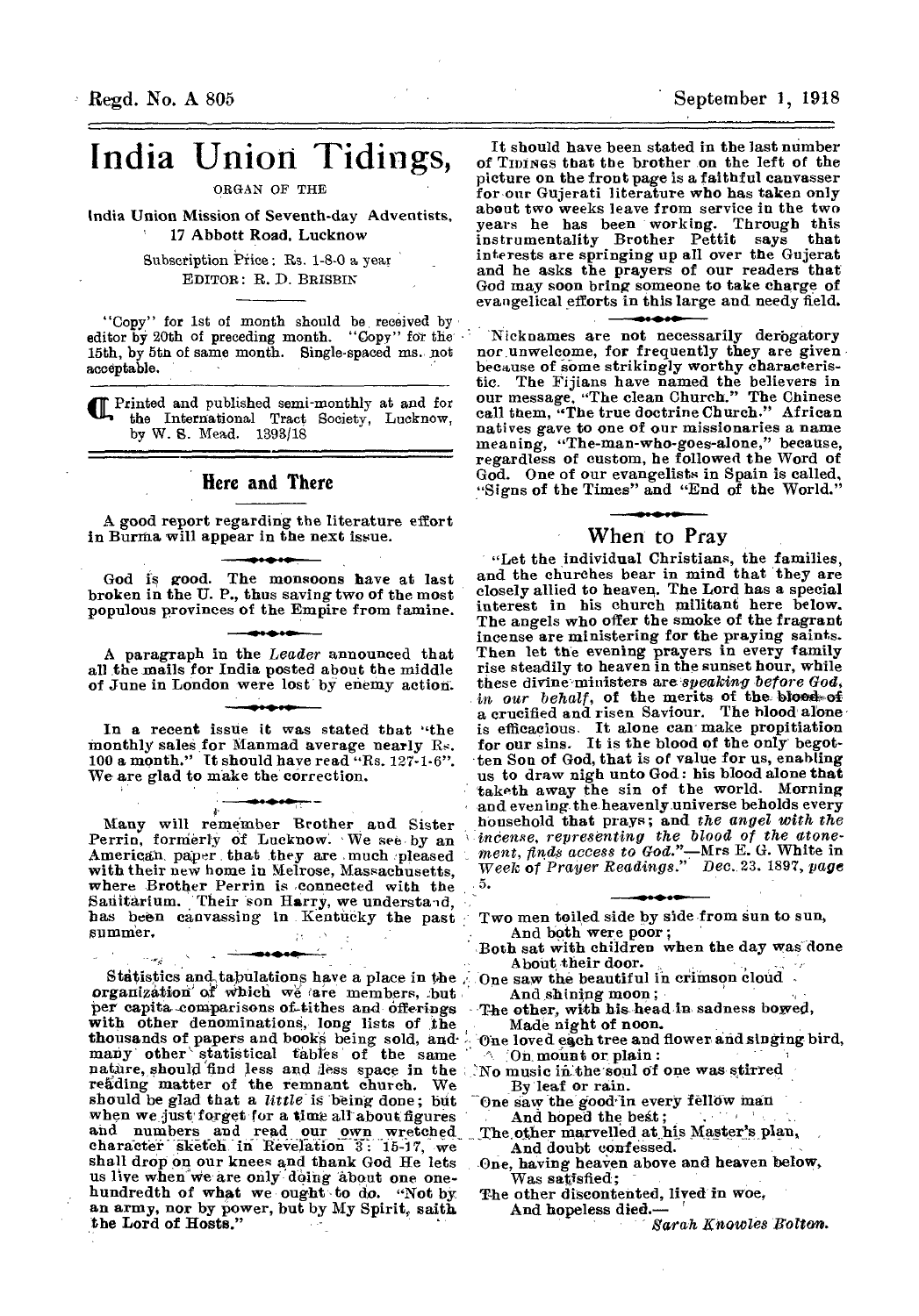Regd. No. A 805

September 1, 1918

# India Union Tidings,

ORGAN OF THE

India Union Mission of Seventh-day Adventists, 17 Abbott Road, Lucknow

Subscription Price: Rs. 1-8-0 a year

EDITOR: R. D. BRISBIN

"Copy" for 1st of month should be received by editor by 20th of preceding month. "Copy" for the 15th, by 5th of same month. Single-spaced ms. not acceptable.

Printed and published semi-monthly at and for the International Tract Society, Lucknow, by W. S. Mead. 1393/18

## Here and There

A good report regarding the literature effort in Burma will appear in the next issue.

God is good. The monsoons have at last broken in the U. P., thus saving two of the most populous provinces of the Empire from famine.

A paragraph in the *Leader* announced that all the mails for India posted about the middle of June in London were lost by enemy action.

In a recent issue it was stated that "the monthly sales for Manmad average nearly Rs. 100 a month." It should have read "Rs. 127-1-6". We are glad to make the correction.

Many will remember Brother and Sister Perrin, formerly of Lucknow. We see by an American paper that they are much pleased with their new home in Melrose, Massachusetts, where Brother Perrin is connected with the Sanitarium. Their son Harry, we understand, has been canvassing in Kentucky the past summer.

Statistics and tabulations have a place in the organization of which we are members, but per capita comparisons of tithes and offerings with other denominations, long lists of the thousands of papers and books being sold, and many other statistical tables of the same nature, should find less and less space in the reading matter of the remnant church. We should be glad that a *little* is being done; but when we just forget for a time all about figures and numbers and read our own wretched character sketch in Revelation 3: 15-17, we shall drop on our knees and thank God He lets us live when we are only doing about one one-hundredth of what we ought to do. "Not by an army, nor by power, but by My Spirit, saith the Lord of Hosts."

It should have been stated in the last number of TIDINGS that the brother on the left of the picture on the front page is a faithful canvasser for our Gujerati literature who has taken only about two weeks leave from service in the two years he has been working. Through this instrumentality Brother Pettit says that interests are springing up all over the Gujerat and he asks the prayers of our readers that God may soon bring someone to take charge of evangelical efforts in this large and needy field.

Nicknames are not necessarily derogatory nor unwelcome, for frequently they are given because of some strikingly worthy characteristic. The Fijians have named the believers in our message, "The clean Church." The Chinese call them, "The true doctrine Church." African natives gave to one of our missionaries a name meaning, "The-man-who-goes-alone," because, regardless of custom, he followed the Word of God. One of our evangelists in Spain is called, "Signs of the Times" and "End of the World."

## When to Pray

"Let the individual Christians, the families, and the churches bear in mind that they are closely allied to heaven. The Lord has a special interest in his church militant here below. The angels who offer the smoke of the fragrant incense are ministering for the praying saints. Then let the evening prayers in every family rise steadily to heaven in the sunset hour, while these divine ministers are *speaking before God, in our behalf*, of the merits of the blood of a crucified and risen Saviour. The blood alone is efficacious. It alone can make propitiation for our sins. It is the blood of the only begotten Son of God, that is of value for us, enabling us to draw nigh unto God: his blood alone that taketh away the sin of the world. Morning and evening the heavenly universe beholds every household that prays; and *the angel with the incense, representing the blood of the atonement, finds access to God.*"—Mrs E. G. White in *Week of Prayer Readings.*" Dec. 23. 1897, *page* 5.

Two men toiled side by side from sun to sun,
 And both were poor;
Both sat with children when the day was done
 About their door.
One saw the beautiful in crimson cloud
 And shining moon;
The other, with his head in sadness bowed,
 Made night of noon.
One loved each tree and flower and singing bird,
 On mount or plain:
No music in the soul of one was stirred
 By leaf or rain.
One saw the good in every fellow man
 And hoped the best;
The other marvelled at his Master's plan,
 And doubt confessed.
One, having heaven above and heaven below,
 Was satisfied;
The other discontented, lived in woe,
 And hopeless died.—

*Sarah Knowles Bolton.*